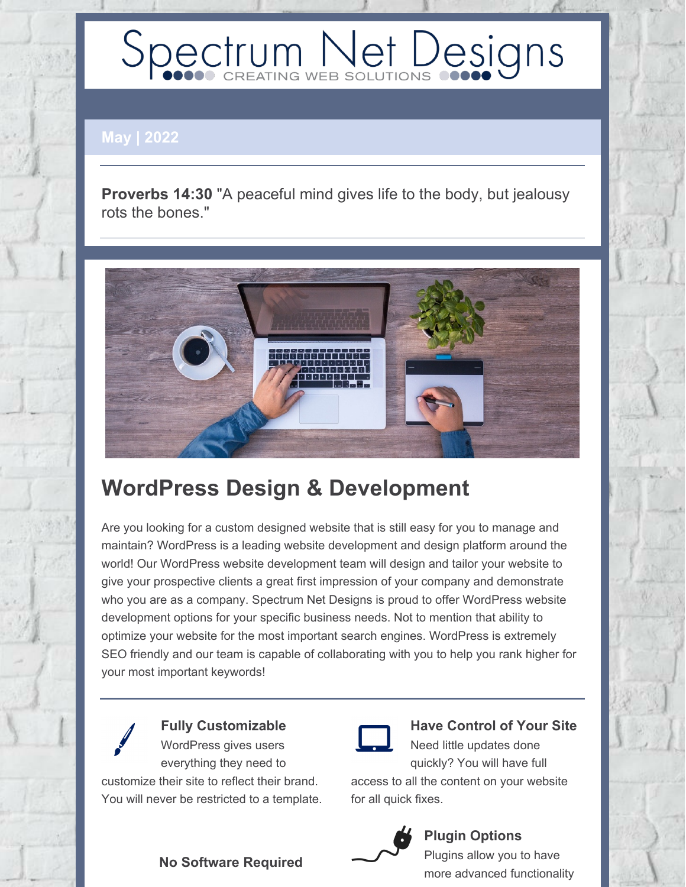# Spectrum Net Designs

CREATING WEB SOLUTIONS

**May | 2022**

**Proverbs 14:30** "A peaceful mind gives life to the body, but jealousy rots the bones."

## WordPress Design & Development

Are you looking for a custom designed website that is still easy for you to manage and maintain? WordPress is a leading website development and design platform around the world! Our WordPress website development team will design and tailor your website to give your prospective clients a great first impression of your company and demonstrate who you are as a company. Spectrum Net Designs is proud to offer WordPress website development options for your specific business needs. Not to mention that ability to optimize your website for the most important search engines. WordPress is extremely SEO friendly and our team is capable of collaborating with you to help you rank higher for your most important keywords!

### Fully Customizable

WordPress gives users everything they need to customize their site to reflect their brand. You will never be restricted to a template.

### Have Control of Your Site

Need little updates done quickly? You will have full access to all the content on your website for all quick fixes.

### No Software Required

### Plugin Options

Plugins allow you to have more advanced functionality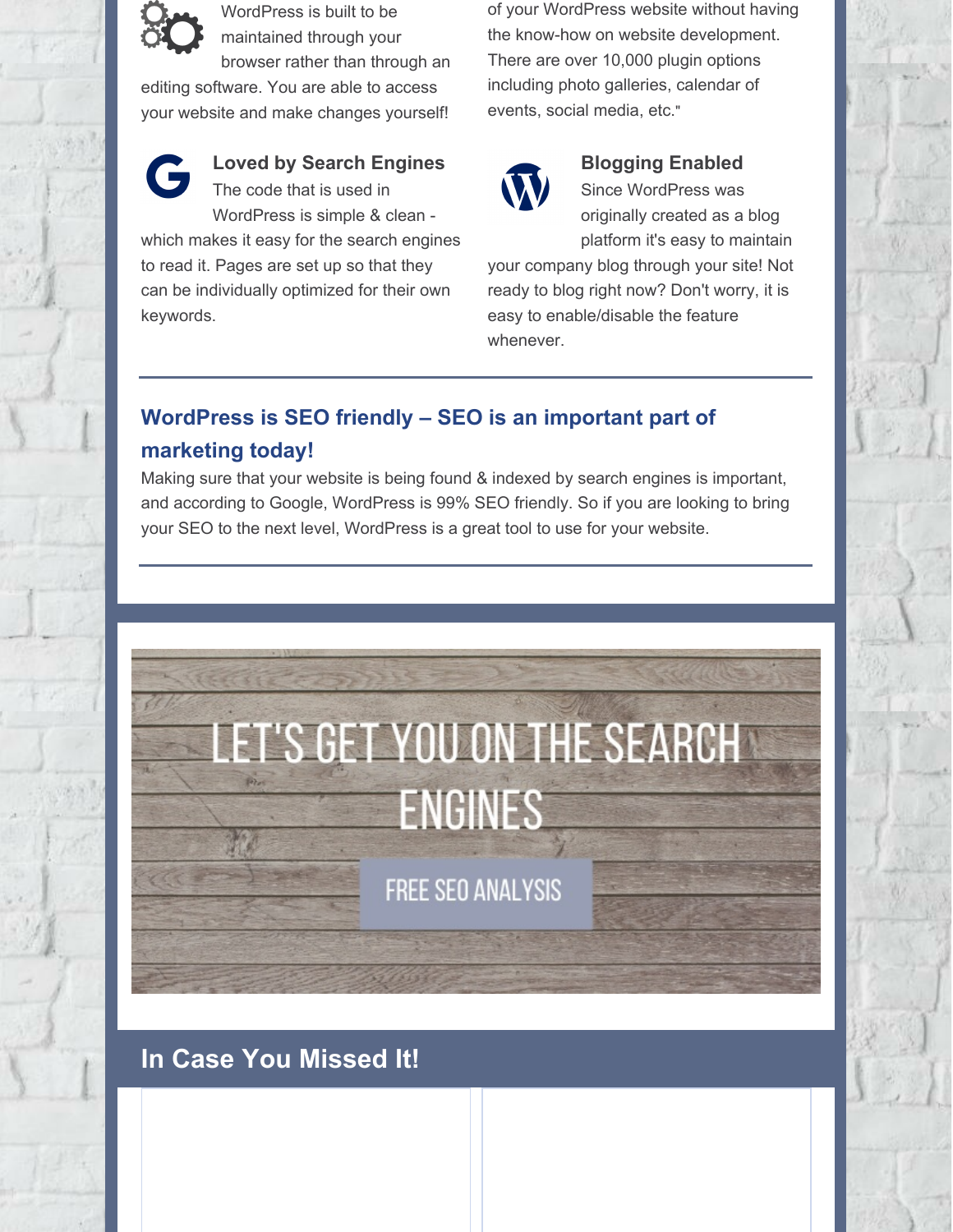WordPress is built to be maintained through your browser rather than through an editing software. You are able to access your website and make changes yourself!

of your WordPress website without having the know-how on website development. There are over 10,000 plugin options including photo galleries, calendar of events, social media, etc."

**Loved by Search Engines**
The code that is used in WordPress is simple & clean - which makes it easy for the search engines to read it. Pages are set up so that they can be individually optimized for their own keywords.

**Blogging Enabled**
Since WordPress was originally created as a blog platform it's easy to maintain your company blog through your site! Not ready to blog right now? Don't worry, it is easy to enable/disable the feature whenever.

---

## WordPress is SEO friendly – SEO is an important part of marketing today!

Making sure that your website is being found & indexed by search engines is important, and according to Google, WordPress is 99% SEO friendly. So if you are looking to bring your SEO to the next level, WordPress is a great tool to use for your website.

---

LET'S GET YOU ON THE SEARCH ENGINES

FREE SEO ANALYSIS

## In Case You Missed It!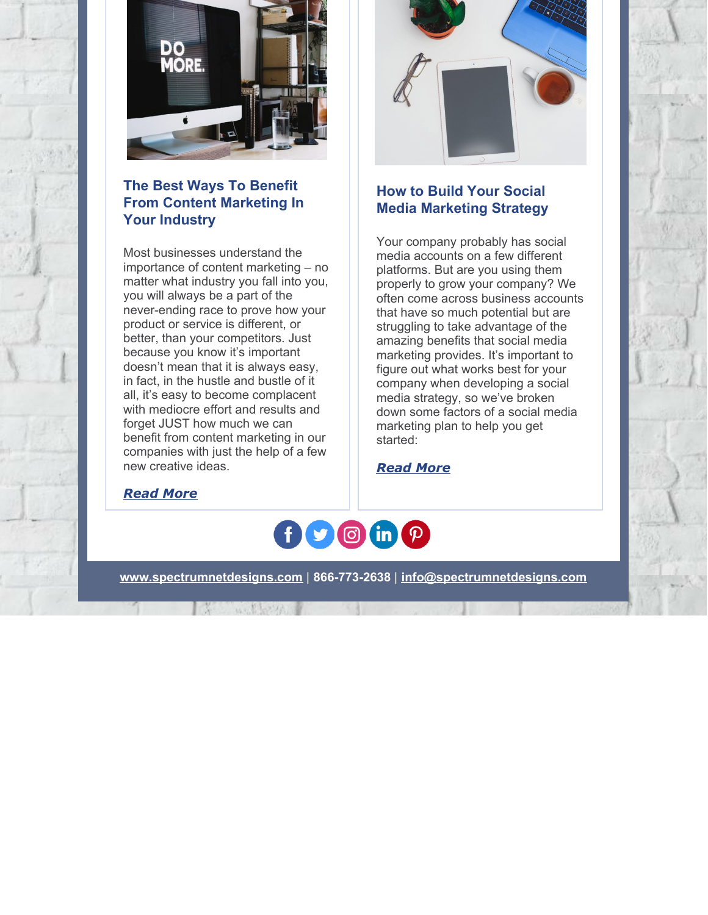### The Best Ways To Benefit From Content Marketing In Your Industry

Most businesses understand the importance of content marketing – no matter what industry you fall into you, you will always be a part of the never-ending race to prove how your product or service is different, or better, than your competitors. Just because you know it's important doesn't mean that it is always easy, in fact, in the hustle and bustle of it all, it's easy to become complacent with mediocre effort and results and forget JUST how much we can benefit from content marketing in our companies with just the help of a few new creative ideas.

***Read More***

### How to Build Your Social Media Marketing Strategy

Your company probably has social media accounts on a few different platforms. But are you using them properly to grow your company? We often come across business accounts that have so much potential but are struggling to take advantage of the amazing benefits that social media marketing provides. It's important to figure out what works best for your company when developing a social media strategy, so we've broken down some factors of a social media marketing plan to help you get started:

***Read More***

**www.spectrumnetdesigns.com | 866-773-2638 | info@spectrumnetdesigns.com**